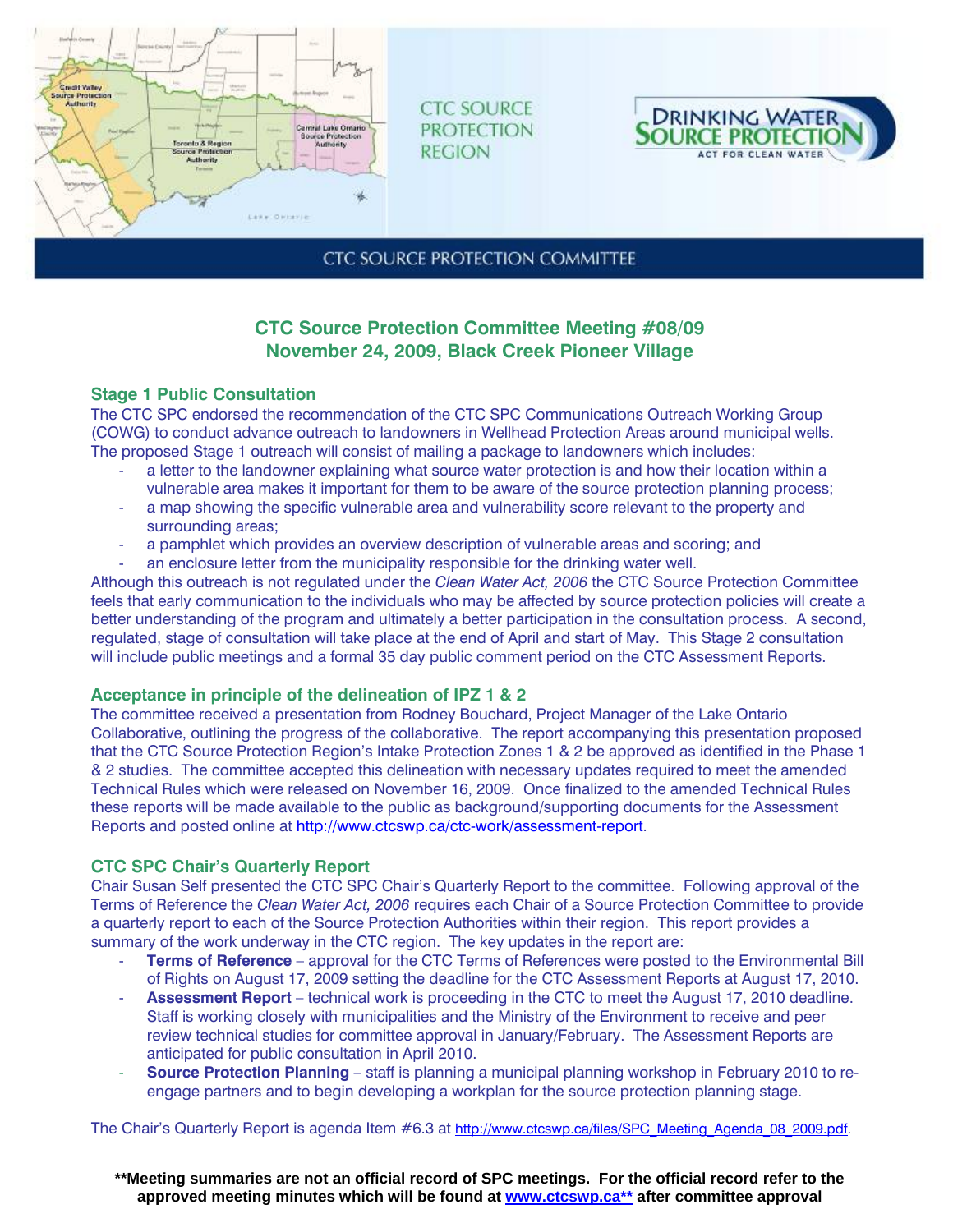CTC SOURCE PROTECTION REGION

DRINKING WATER SOURCE PROTECTION
ACT FOR CLEAN WATER

CTC SOURCE PROTECTION COMMITTEE

# CTC Source Protection Committee Meeting #08/09
# November 24, 2009, Black Creek Pioneer Village

## Stage 1 Public Consultation

The CTC SPC endorsed the recommendation of the CTC SPC Communications Outreach Working Group (COWG) to conduct advance outreach to landowners in Wellhead Protection Areas around municipal wells. The proposed Stage 1 outreach will consist of mailing a package to landowners which includes:

- a letter to the landowner explaining what source water protection is and how their location within a vulnerable area makes it important for them to be aware of the source protection planning process;
- a map showing the specific vulnerable area and vulnerability score relevant to the property and surrounding areas;
- a pamphlet which provides an overview description of vulnerable areas and scoring; and
- an enclosure letter from the municipality responsible for the drinking water well.

Although this outreach is not regulated under the *Clean Water Act, 2006* the CTC Source Protection Committee feels that early communication to the individuals who may be affected by source protection policies will create a better understanding of the program and ultimately a better participation in the consultation process. A second, regulated, stage of consultation will take place at the end of April and start of May. This Stage 2 consultation will include public meetings and a formal 35 day public comment period on the CTC Assessment Reports.

## Acceptance in principle of the delineation of IPZ 1 & 2

The committee received a presentation from Rodney Bouchard, Project Manager of the Lake Ontario Collaborative, outlining the progress of the collaborative. The report accompanying this presentation proposed that the CTC Source Protection Region's Intake Protection Zones 1 & 2 be approved as identified in the Phase 1 & 2 studies. The committee accepted this delineation with necessary updates required to meet the amended Technical Rules which were released on November 16, 2009. Once finalized to the amended Technical Rules these reports will be made available to the public as background/supporting documents for the Assessment Reports and posted online at http://www.ctcswp.ca/ctc-work/assessment-report.

## CTC SPC Chair's Quarterly Report

Chair Susan Self presented the CTC SPC Chair's Quarterly Report to the committee. Following approval of the Terms of Reference the *Clean Water Act, 2006* requires each Chair of a Source Protection Committee to provide a quarterly report to each of the Source Protection Authorities within their region. This report provides a summary of the work underway in the CTC region. The key updates in the report are:

- **Terms of Reference** – approval for the CTC Terms of References were posted to the Environmental Bill of Rights on August 17, 2009 setting the deadline for the CTC Assessment Reports at August 17, 2010.
- **Assessment Report** – technical work is proceeding in the CTC to meet the August 17, 2010 deadline. Staff is working closely with municipalities and the Ministry of the Environment to receive and peer review technical studies for committee approval in January/February. The Assessment Reports are anticipated for public consultation in April 2010.
- **Source Protection Planning** – staff is planning a municipal planning workshop in February 2010 to re-engage partners and to begin developing a workplan for the source protection planning stage.

The Chair's Quarterly Report is agenda Item #6.3 at http://www.ctcswp.ca/files/SPC_Meeting_Agenda_08_2009.pdf.

**\*\*Meeting summaries are not an official record of SPC meetings. For the official record refer to the approved meeting minutes which will be found at www.ctcswp.ca\*\* after committee approval**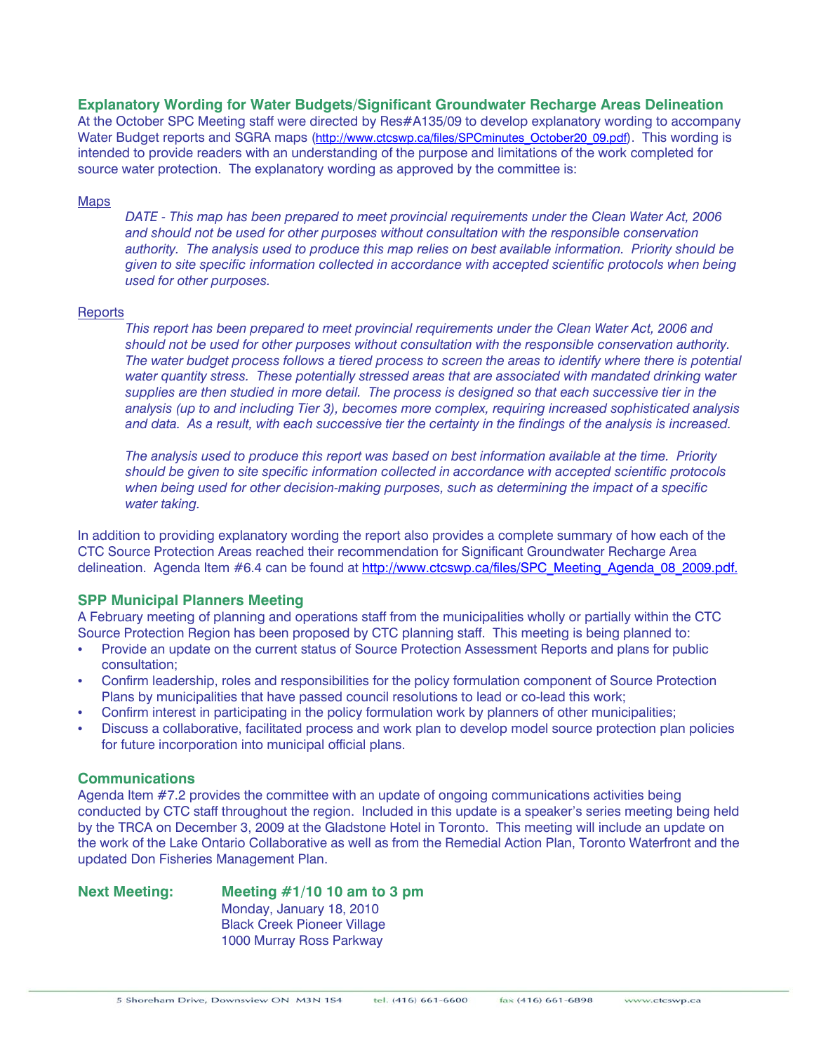## Explanatory Wording for Water Budgets/Significant Groundwater Recharge Areas Delineation

At the October SPC Meeting staff were directed by Res#A135/09 to develop explanatory wording to accompany Water Budget reports and SGRA maps (http://www.ctcswp.ca/files/SPCminutes_October20_09.pdf). This wording is intended to provide readers with an understanding of the purpose and limitations of the work completed for source water protection. The explanatory wording as approved by the committee is:

Maps

> *DATE - This map has been prepared to meet provincial requirements under the Clean Water Act, 2006 and should not be used for other purposes without consultation with the responsible conservation authority. The analysis used to produce this map relies on best available information. Priority should be given to site specific information collected in accordance with accepted scientific protocols when being used for other purposes.*

Reports

> *This report has been prepared to meet provincial requirements under the Clean Water Act, 2006 and should not be used for other purposes without consultation with the responsible conservation authority. The water budget process follows a tiered process to screen the areas to identify where there is potential water quantity stress. These potentially stressed areas that are associated with mandated drinking water supplies are then studied in more detail. The process is designed so that each successive tier in the analysis (up to and including Tier 3), becomes more complex, requiring increased sophisticated analysis and data. As a result, with each successive tier the certainty in the findings of the analysis is increased.*
>
> *The analysis used to produce this report was based on best information available at the time. Priority should be given to site specific information collected in accordance with accepted scientific protocols when being used for other decision-making purposes, such as determining the impact of a specific water taking.*

In addition to providing explanatory wording the report also provides a complete summary of how each of the CTC Source Protection Areas reached their recommendation for Significant Groundwater Recharge Area delineation. Agenda Item #6.4 can be found at http://www.ctcswp.ca/files/SPC_Meeting_Agenda_08_2009.pdf.

## SPP Municipal Planners Meeting

A February meeting of planning and operations staff from the municipalities wholly or partially within the CTC Source Protection Region has been proposed by CTC planning staff. This meeting is being planned to:

- Provide an update on the current status of Source Protection Assessment Reports and plans for public consultation;
- Confirm leadership, roles and responsibilities for the policy formulation component of Source Protection Plans by municipalities that have passed council resolutions to lead or co-lead this work;
- Confirm interest in participating in the policy formulation work by planners of other municipalities;
- Discuss a collaborative, facilitated process and work plan to develop model source protection plan policies for future incorporation into municipal official plans.

## Communications

Agenda Item #7.2 provides the committee with an update of ongoing communications activities being conducted by CTC staff throughout the region. Included in this update is a speaker's series meeting being held by the TRCA on December 3, 2009 at the Gladstone Hotel in Toronto. This meeting will include an update on the work of the Lake Ontario Collaborative as well as from the Remedial Action Plan, Toronto Waterfront and the updated Don Fisheries Management Plan.

**Next Meeting:** **Meeting #1/10 10 am to 3 pm**
Monday, January 18, 2010
Black Creek Pioneer Village
1000 Murray Ross Parkway